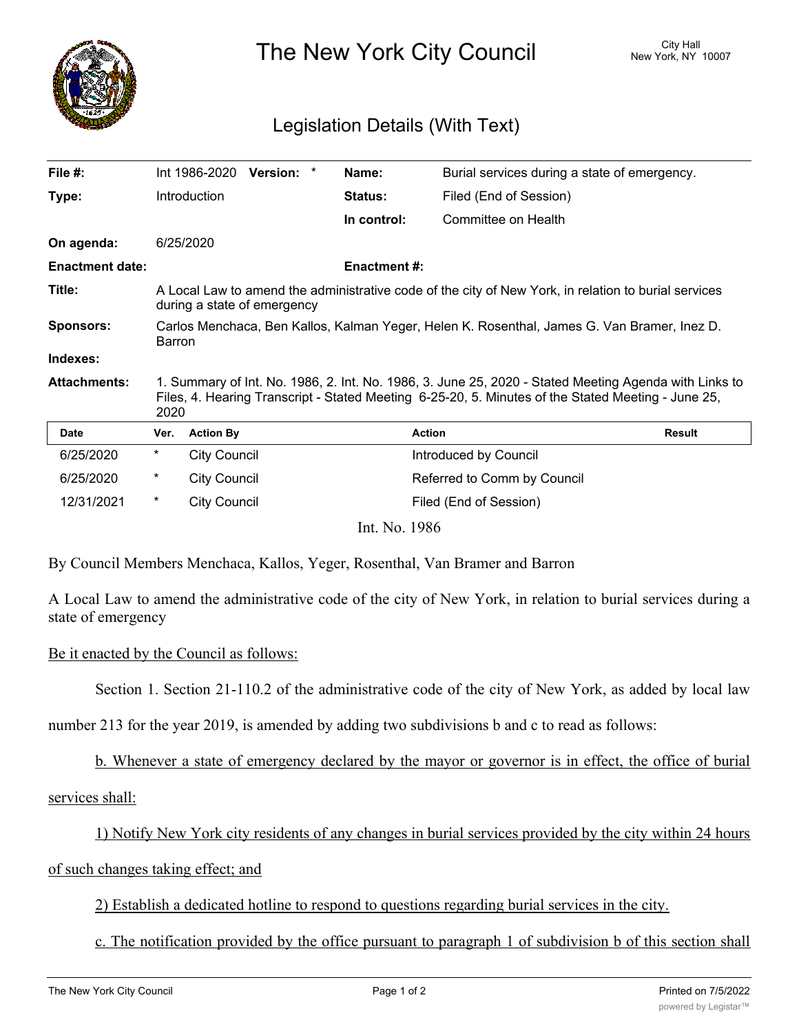# The New York City Council

City Hall
New York, NY 10007

## Legislation Details (With Text)

| | | | |
|---|---|---|---|
| **File #:** | Int 1986-2020 **Version:** * | **Name:** | Burial services during a state of emergency. |
| **Type:** | Introduction | **Status:** | Filed (End of Session) |
| | | **In control:** | Committee on Health |
| **On agenda:** | 6/25/2020 | | |
| **Enactment date:** | | **Enactment #:** | |

**Title:** A Local Law to amend the administrative code of the city of New York, in relation to burial services during a state of emergency

**Sponsors:** Carlos Menchaca, Ben Kallos, Kalman Yeger, Helen K. Rosenthal, James G. Van Bramer, Inez D. Barron

**Indexes:**

**Attachments:** 1. Summary of Int. No. 1986, 2. Int. No. 1986, 3. June 25, 2020 - Stated Meeting Agenda with Links to Files, 4. Hearing Transcript - Stated Meeting 6-25-20, 5. Minutes of the Stated Meeting - June 25, 2020

| Date | Ver. | Action By | Action | Result |
|---|---|---|---|---|
| 6/25/2020 | * | City Council | Introduced by Council | |
| 6/25/2020 | * | City Council | Referred to Comm by Council | |
| 12/31/2021 | * | City Council | Filed (End of Session) | |

Int. No. 1986

By Council Members Menchaca, Kallos, Yeger, Rosenthal, Van Bramer and Barron

A Local Law to amend the administrative code of the city of New York, in relation to burial services during a state of emergency

Be it enacted by the Council as follows:

Section 1. Section 21-110.2 of the administrative code of the city of New York, as added by local law number 213 for the year 2019, is amended by adding two subdivisions b and c to read as follows:

b. Whenever a state of emergency declared by the mayor or governor is in effect, the office of burial services shall:

1) Notify New York city residents of any changes in burial services provided by the city within 24 hours of such changes taking effect; and

2) Establish a dedicated hotline to respond to questions regarding burial services in the city.

c. The notification provided by the office pursuant to paragraph 1 of subdivision b of this section shall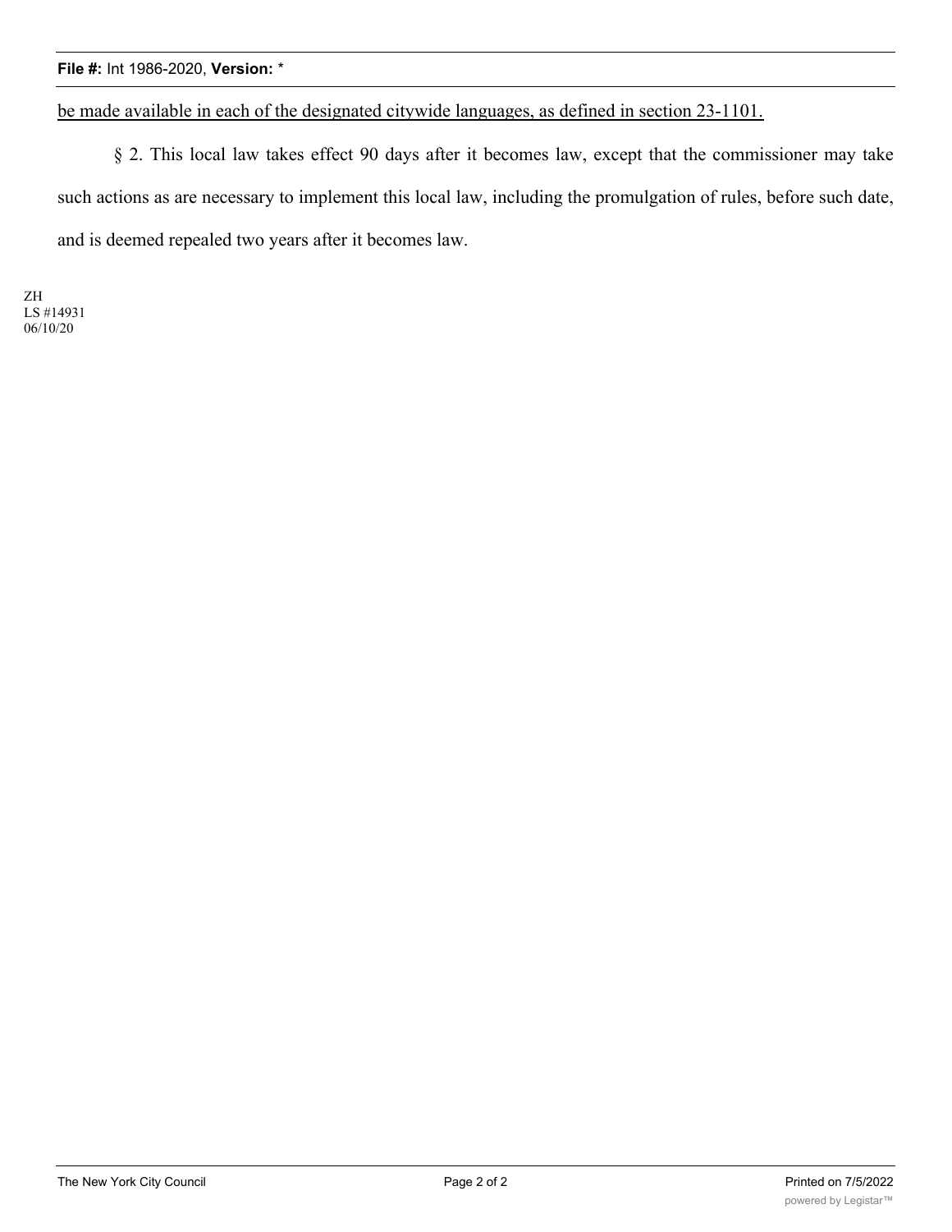be made available in each of the designated citywide languages, as defined in section 23-1101.

§ 2. This local law takes effect 90 days after it becomes law, except that the commissioner may take such actions as are necessary to implement this local law, including the promulgation of rules, before such date, and is deemed repealed two years after it becomes law.

ZH
LS #14931
06/10/20